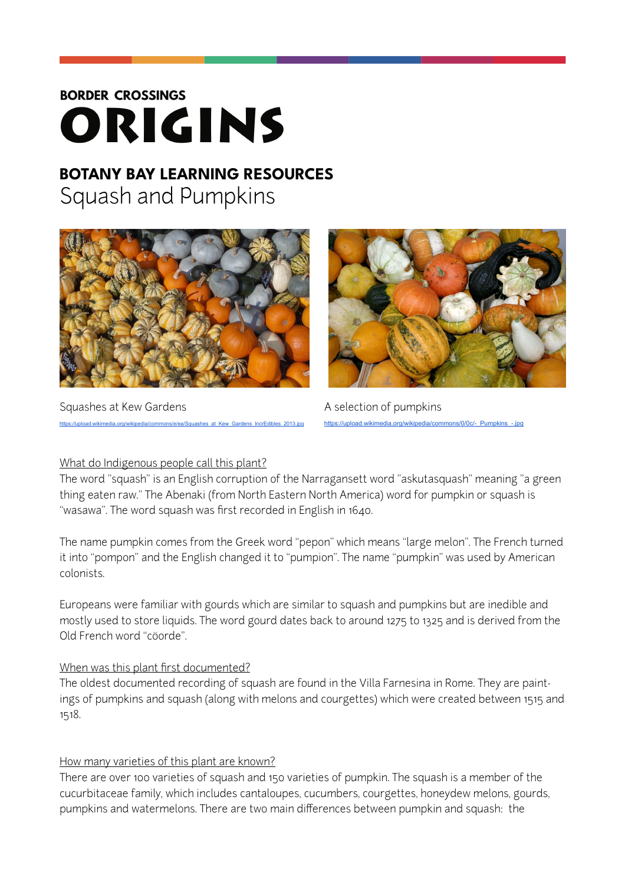**BORDER CROSSINGS**

# ORIGINS

## BOTANY BAY LEARNING RESOURCES

Squash and Pumpkins

Squashes at Kew Gardens

https://upload.wikimedia.org/wikipedia/commons/e/ea/Squashes_at_Kew_Gardens_IncrEdibles_2013.jpg

A selection of pumpkins

https://upload.wikimedia.org/wikipedia/commons/0/0c/-_Pumpkins_-.jpg

What do Indigenous people call this plant?

The word "squash" is an English corruption of the Narragansett word "askutasquash" meaning "a green thing eaten raw." The Abenaki (from North Eastern North America) word for pumpkin or squash is "wasawa". The word squash was first recorded in English in 1640.

The name pumpkin comes from the Greek word "pepon" which means "large melon". The French turned it into "pompon" and the English changed it to "pumpion". The name "pumpkin" was used by American colonists.

Europeans were familiar with gourds which are similar to squash and pumpkins but are inedible and mostly used to store liquids. The word gourd dates back to around 1275 to 1325 and is derived from the Old French word "cöorde".

When was this plant first documented?

The oldest documented recording of squash are found in the Villa Farnesina in Rome. They are paintings of pumpkins and squash (along with melons and courgettes) which were created between 1515 and 1518.

How many varieties of this plant are known?

There are over 100 varieties of squash and 150 varieties of pumpkin. The squash is a member of the cucurbitaceae family, which includes cantaloupes, cucumbers, courgettes, honeydew melons, gourds, pumpkins and watermelons. There are two main differences between pumpkin and squash: the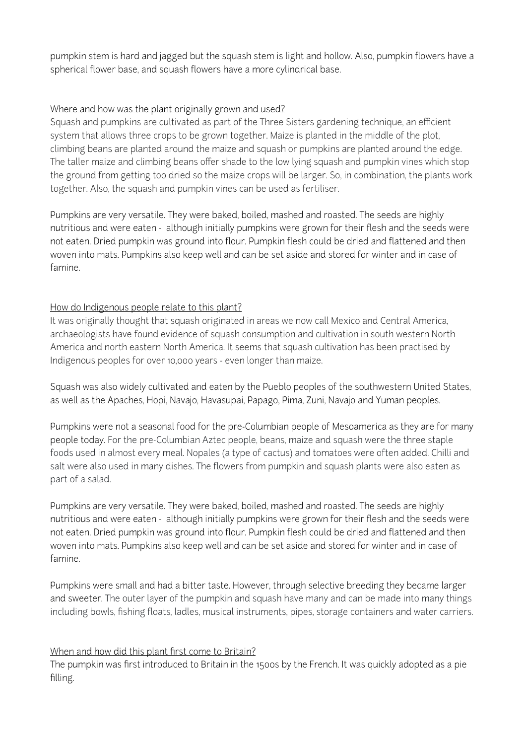pumpkin stem is hard and jagged but the squash stem is light and hollow. Also, pumpkin flowers have a spherical flower base, and squash flowers have a more cylindrical base.

<u>Where and how was the plant originally grown and used?</u>

Squash and pumpkins are cultivated as part of the Three Sisters gardening technique, an efficient system that allows three crops to be grown together. Maize is planted in the middle of the plot, climbing beans are planted around the maize and squash or pumpkins are planted around the edge. The taller maize and climbing beans offer shade to the low lying squash and pumpkin vines which stop the ground from getting too dried so the maize crops will be larger. So, in combination, the plants work together. Also, the squash and pumpkin vines can be used as fertiliser.

Pumpkins are very versatile. They were baked, boiled, mashed and roasted. The seeds are highly nutritious and were eaten - although initially pumpkins were grown for their flesh and the seeds were not eaten. Dried pumpkin was ground into flour. Pumpkin flesh could be dried and flattened and then woven into mats. Pumpkins also keep well and can be set aside and stored for winter and in case of famine.

<u>How do Indigenous people relate to this plant?</u>

It was originally thought that squash originated in areas we now call Mexico and Central America, archaeologists have found evidence of squash consumption and cultivation in south western North America and north eastern North America. It seems that squash cultivation has been practised by Indigenous peoples for over 10,000 years - even longer than maize.

Squash was also widely cultivated and eaten by the Pueblo peoples of the southwestern United States, as well as the Apaches, Hopi, Navajo, Havasupai, Papago, Pima, Zuni, Navajo and Yuman peoples.

Pumpkins were not a seasonal food for the pre-Columbian people of Mesoamerica as they are for many people today. For the pre-Columbian Aztec people, beans, maize and squash were the three staple foods used in almost every meal. Nopales (a type of cactus) and tomatoes were often added. Chilli and salt were also used in many dishes. The flowers from pumpkin and squash plants were also eaten as part of a salad.

Pumpkins are very versatile. They were baked, boiled, mashed and roasted. The seeds are highly nutritious and were eaten - although initially pumpkins were grown for their flesh and the seeds were not eaten. Dried pumpkin was ground into flour. Pumpkin flesh could be dried and flattened and then woven into mats. Pumpkins also keep well and can be set aside and stored for winter and in case of famine.

Pumpkins were small and had a bitter taste. However, through selective breeding they became larger and sweeter. The outer layer of the pumpkin and squash have many and can be made into many things including bowls, fishing floats, ladles, musical instruments, pipes, storage containers and water carriers.

<u>When and how did this plant first come to Britain?</u>

The pumpkin was first introduced to Britain in the 1500s by the French. It was quickly adopted as a pie filling.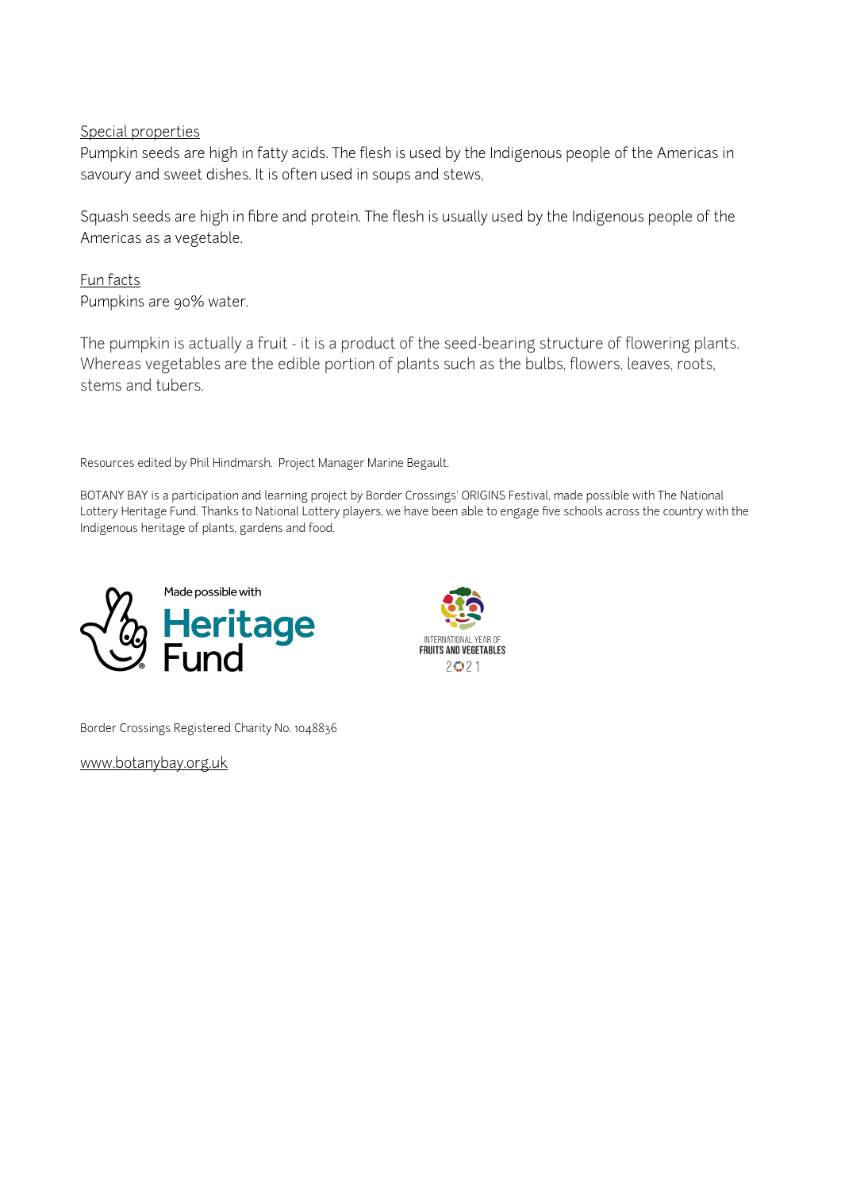Special properties

Pumpkin seeds are high in fatty acids. The flesh is used by the Indigenous people of the Americas in savoury and sweet dishes. It is often used in soups and stews,

Squash seeds are high in fibre and protein. The flesh is usually used by the Indigenous people of the Americas as a vegetable.

Fun facts

Pumpkins are 90% water.

The pumpkin is actually a fruit - it is a product of the seed-bearing structure of flowering plants. Whereas vegetables are the edible portion of plants such as the bulbs, flowers, leaves, roots, stems and tubers.

Resources edited by Phil Hindmarsh. Project Manager Marine Begault.

BOTANY BAY is a participation and learning project by Border Crossings' ORIGINS Festival, made possible with The National Lottery Heritage Fund. Thanks to National Lottery players, we have been able to engage five schools across the country with the Indigenous heritage of plants, gardens and food.

Made possible with Heritage Fund

INTERNATIONAL YEAR OF FRUITS AND VEGETABLES 2021

Border Crossings Registered Charity No. 1048836

www.botanybay.org.uk